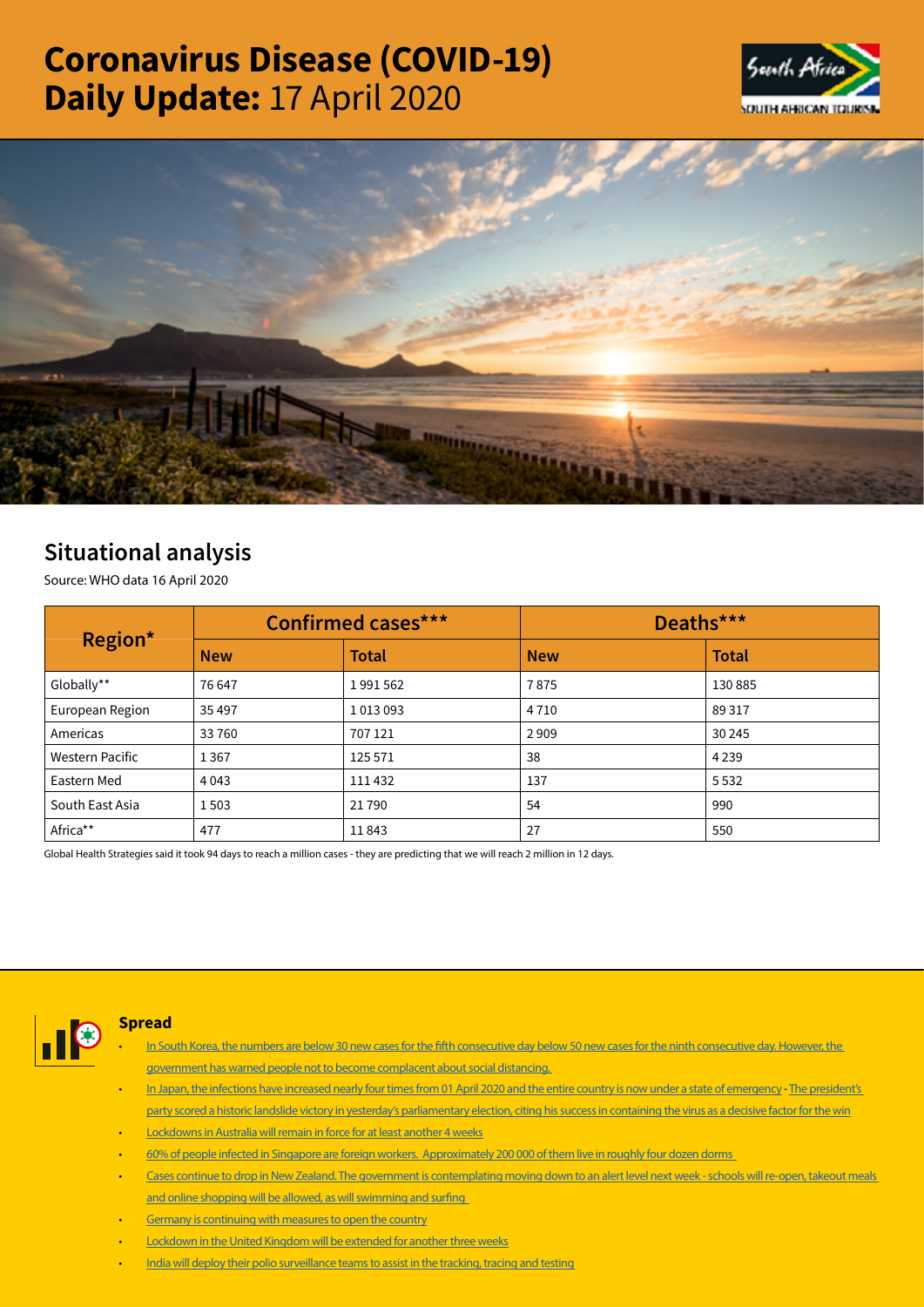# **Coronavirus Disease (COVID-19) Daily Update:** 17 April 2020

## Situational analysis

Source: WHO data 16 April 2020

| Region* | Confirmed cases*** | | Deaths*** | |
|---|---|---|---|---|
| | **New** | **Total** | **New** | **Total** |
| Globally** | 76 647 | 1 991 562 | 7 875 | 130 885 |
| European Region | 35 497 | 1 013 093 | 4 710 | 89 317 |
| Americas | 33 760 | 707 121 | 2 909 | 30 245 |
| Western Pacific | 1 367 | 125 571 | 38 | 4 239 |
| Eastern Med | 4 043 | 111 432 | 137 | 5 532 |
| South East Asia | 1 503 | 21 790 | 54 | 990 |
| Africa** | 477 | 11 843 | 27 | 550 |

Global Health Strategies said it took 94 days to reach a million cases - they are predicting that we will reach 2 million in 12 days.

### Spread

- In South Korea, the numbers are below 30 new cases for the fifth consecutive day below 50 new cases for the ninth consecutive day. However, the government has warned people not to become complacent about social distancing.
- In Japan, the infections have increased nearly four times from 01 April 2020 and the entire country is now under a state of emergency - The president's party scored a historic landslide victory in yesterday's parliamentary election, citing his success in containing the virus as a decisive factor for the win
- Lockdowns in Australia will remain in force for at least another 4 weeks
- 60% of people infected in Singapore are foreign workers. Approximately 200 000 of them live in roughly four dozen dorms
- Cases continue to drop in New Zealand. The government is contemplating moving down to an alert level next week - schools will re-open, takeout meals and online shopping will be allowed, as will swimming and surfing
- Germany is continuing with measures to open the country
- Lockdown in the United Kingdom will be extended for another three weeks
- India will deploy their polio surveillance teams to assist in the tracking, tracing and testing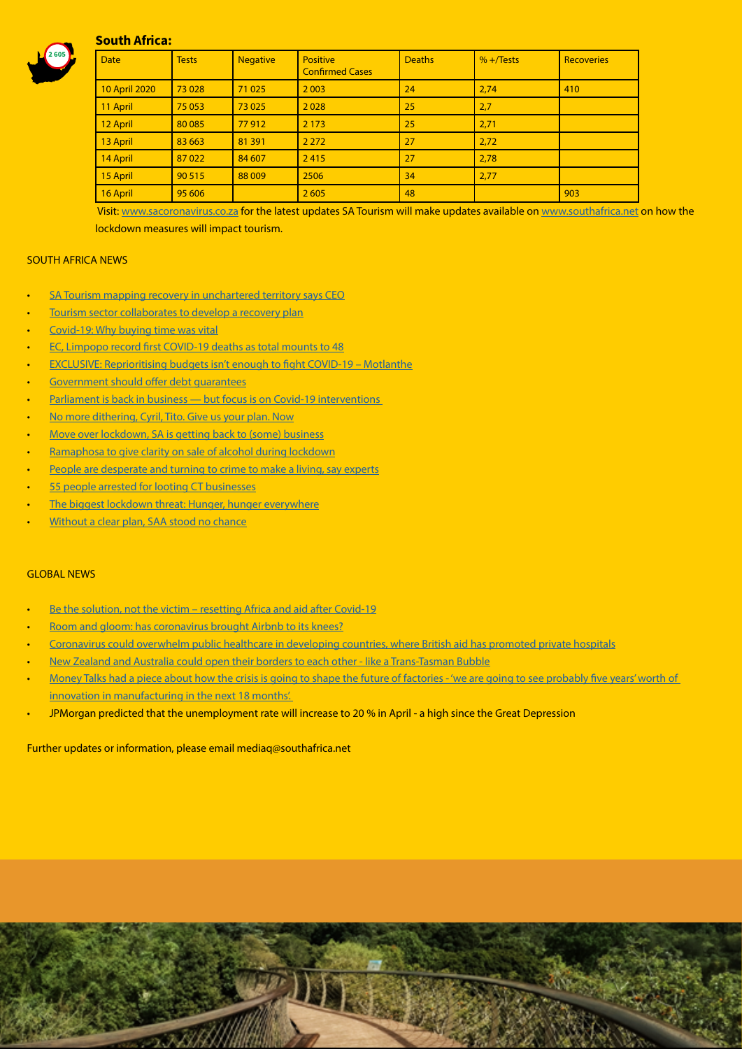## South Africa:

| Date | Tests | Negative | Positive Confirmed Cases | Deaths | % +/Tests | Recoveries |
|---|---|---|---|---|---|---|
| 10 April 2020 | 73 028 | 71 025 | 2 003 | 24 | 2,74 | 410 |
| 11 April | 75 053 | 73 025 | 2 028 | 25 | 2,7 | |
| 12 April | 80 085 | 77 912 | 2 173 | 25 | 2,71 | |
| 13 April | 83 663 | 81 391 | 2 272 | 27 | 2,72 | |
| 14 April | 87 022 | 84 607 | 2 415 | 27 | 2,78 | |
| 15 April | 90 515 | 88 009 | 2506 | 34 | 2,77 | |
| 16 April | 95 606 | | 2 605 | 48 | | 903 |

Visit: www.sacoronavirus.co.za for the latest updates SA Tourism will make updates available on www.southafrica.net on how the lockdown measures will impact tourism.

SOUTH AFRICA NEWS

- SA Tourism mapping recovery in unchartered territory says CEO
- Tourism sector collaborates to develop a recovery plan
- Covid-19: Why buying time was vital
- EC, Limpopo record first COVID-19 deaths as total mounts to 48
- EXCLUSIVE: Reprioritising budgets isn't enough to fight COVID-19 – Motlanthe
- Government should offer debt guarantees
- Parliament is back in business — but focus is on Covid-19 interventions
- No more dithering, Cyril, Tito. Give us your plan. Now
- Move over lockdown, SA is getting back to (some) business
- Ramaphosa to give clarity on sale of alcohol during lockdown
- People are desperate and turning to crime to make a living, say experts
- 55 people arrested for looting CT businesses
- The biggest lockdown threat: Hunger, hunger everywhere
- Without a clear plan, SAA stood no chance

GLOBAL NEWS

- Be the solution, not the victim – resetting Africa and aid after Covid-19
- Room and gloom: has coronavirus brought Airbnb to its knees?
- Coronavirus could overwhelm public healthcare in developing countries, where British aid has promoted private hospitals
- New Zealand and Australia could open their borders to each other - like a Trans-Tasman Bubble
- Money Talks had a piece about how the crisis is going to shape the future of factories - 'we are going to see probably five years' worth of innovation in manufacturing in the next 18 months'.
- JPMorgan predicted that the unemployment rate will increase to 20 % in April - a high since the Great Depression

Further updates or information, please email mediaq@southafrica.net